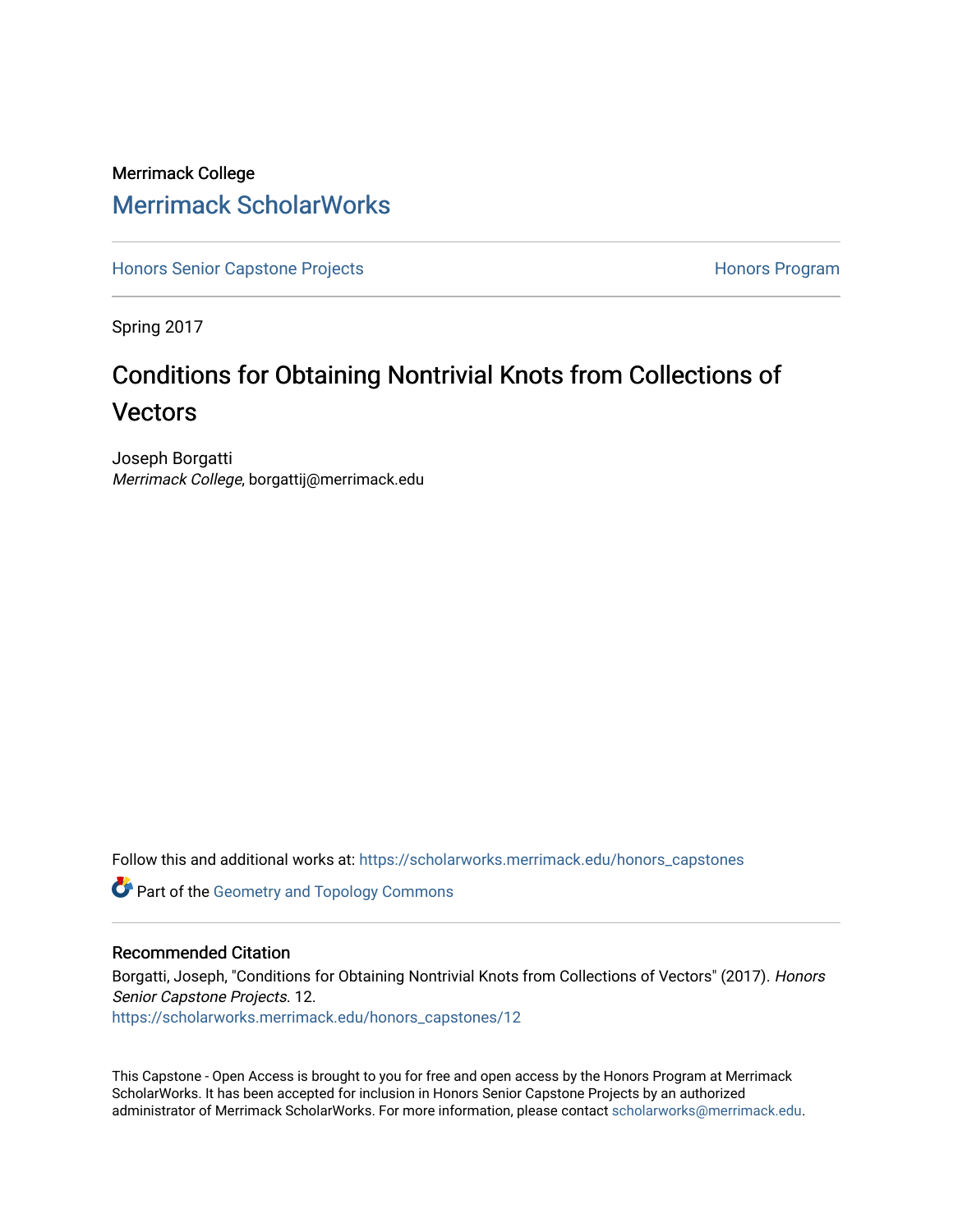Merrimack College

# Merrimack ScholarWorks

Honors Senior Capstone Projects

Honors Program

Spring 2017

## Conditions for Obtaining Nontrivial Knots from Collections of Vectors

Joseph Borgatti
*Merrimack College*, borgattij@merrimack.edu

Follow this and additional works at: https://scholarworks.merrimack.edu/honors_capstones

Part of the Geometry and Topology Commons

### Recommended Citation

Borgatti, Joseph, "Conditions for Obtaining Nontrivial Knots from Collections of Vectors" (2017). *Honors Senior Capstone Projects*. 12.
https://scholarworks.merrimack.edu/honors_capstones/12

This Capstone - Open Access is brought to you for free and open access by the Honors Program at Merrimack ScholarWorks. It has been accepted for inclusion in Honors Senior Capstone Projects by an authorized administrator of Merrimack ScholarWorks. For more information, please contact scholarworks@merrimack.edu.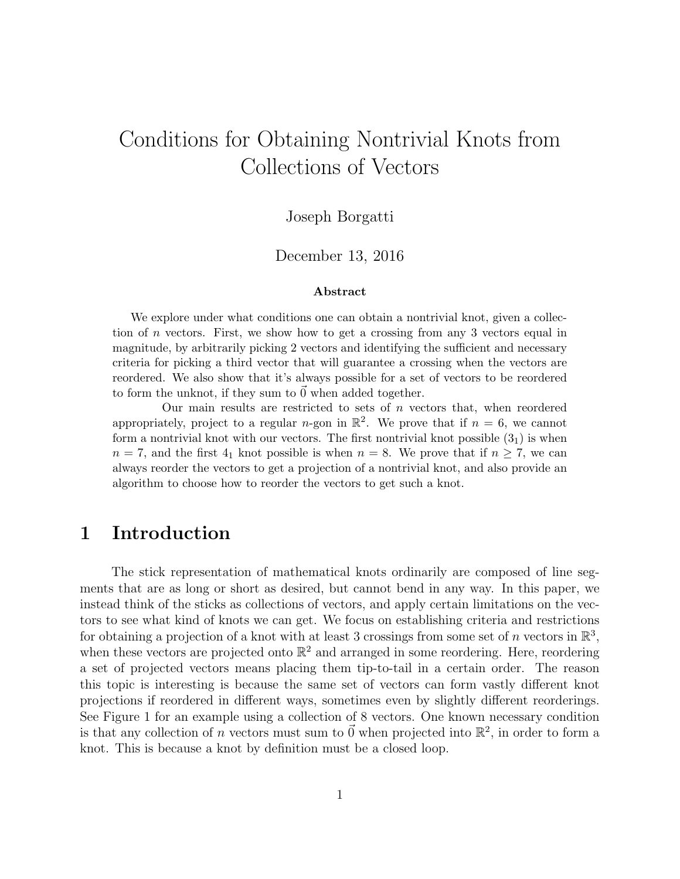# Conditions for Obtaining Nontrivial Knots from Collections of Vectors

Joseph Borgatti

December 13, 2016

**Abstract**

We explore under what conditions one can obtain a nontrivial knot, given a collection of $n$ vectors. First, we show how to get a crossing from any 3 vectors equal in magnitude, by arbitrarily picking 2 vectors and identifying the sufficient and necessary criteria for picking a third vector that will guarantee a crossing when the vectors are reordered. We also show that it's always possible for a set of vectors to be reordered to form the unknot, if they sum to $\vec{0}$ when added together.

Our main results are restricted to sets of $n$ vectors that, when reordered appropriately, project to a regular $n$-gon in $\mathbb{R}^2$. We prove that if $n = 6$, we cannot form a nontrivial knot with our vectors. The first nontrivial knot possible ($3_1$) is when $n = 7$, and the first $4_1$ knot possible is when $n = 8$. We prove that if $n \geq 7$, we can always reorder the vectors to get a projection of a nontrivial knot, and also provide an algorithm to choose how to reorder the vectors to get such a knot.

## 1 Introduction

The stick representation of mathematical knots ordinarily are composed of line segments that are as long or short as desired, but cannot bend in any way. In this paper, we instead think of the sticks as collections of vectors, and apply certain limitations on the vectors to see what kind of knots we can get. We focus on establishing criteria and restrictions for obtaining a projection of a knot with at least 3 crossings from some set of $n$ vectors in $\mathbb{R}^3$, when these vectors are projected onto $\mathbb{R}^2$ and arranged in some reordering. Here, reordering a set of projected vectors means placing them tip-to-tail in a certain order. The reason this topic is interesting is because the same set of vectors can form vastly different knot projections if reordered in different ways, sometimes even by slightly different reorderings. See Figure 1 for an example using a collection of 8 vectors. One known necessary condition is that any collection of $n$ vectors must sum to $\vec{0}$ when projected into $\mathbb{R}^2$, in order to form a knot. This is because a knot by definition must be a closed loop.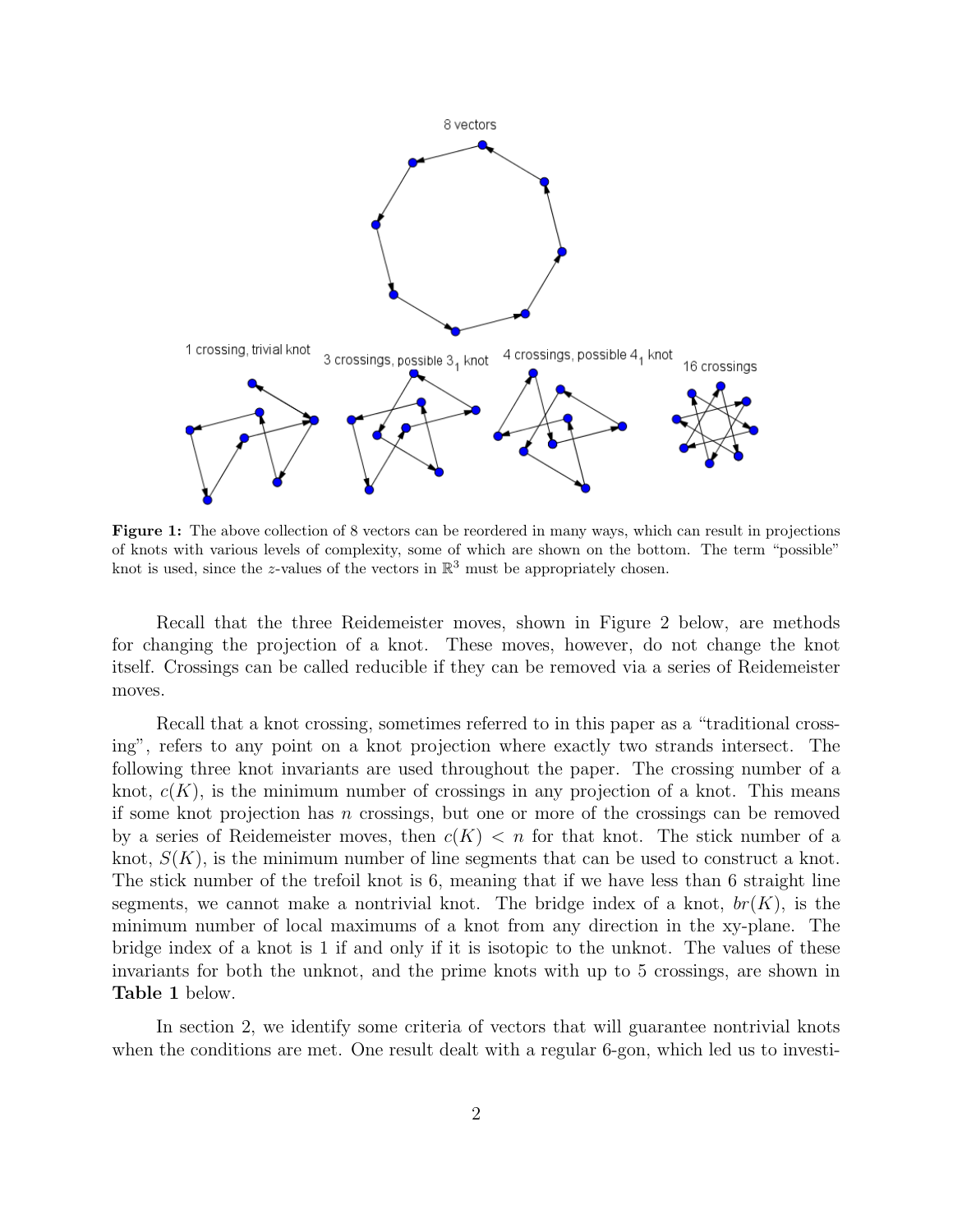**Figure 1:** The above collection of 8 vectors can be reordered in many ways, which can result in projections of knots with various levels of complexity, some of which are shown on the bottom. The term "possible" knot is used, since the $z$-values of the vectors in $\mathbb{R}^3$ must be appropriately chosen.

Recall that the three Reidemeister moves, shown in Figure 2 below, are methods for changing the projection of a knot. These moves, however, do not change the knot itself. Crossings can be called reducible if they can be removed via a series of Reidemeister moves.

Recall that a knot crossing, sometimes referred to in this paper as a "traditional crossing", refers to any point on a knot projection where exactly two strands intersect. The following three knot invariants are used throughout the paper. The crossing number of a knot, $c(K)$, is the minimum number of crossings in any projection of a knot. This means if some knot projection has $n$ crossings, but one or more of the crossings can be removed by a series of Reidemeister moves, then $c(K) < n$ for that knot. The stick number of a knot, $S(K)$, is the minimum number of line segments that can be used to construct a knot. The stick number of the trefoil knot is 6, meaning that if we have less than 6 straight line segments, we cannot make a nontrivial knot. The bridge index of a knot, $br(K)$, is the minimum number of local maximums of a knot from any direction in the xy-plane. The bridge index of a knot is 1 if and only if it is isotopic to the unknot. The values of these invariants for both the unknot, and the prime knots with up to 5 crossings, are shown in **Table 1** below.

In section 2, we identify some criteria of vectors that will guarantee nontrivial knots when the conditions are met. One result dealt with a regular 6-gon, which led us to investi-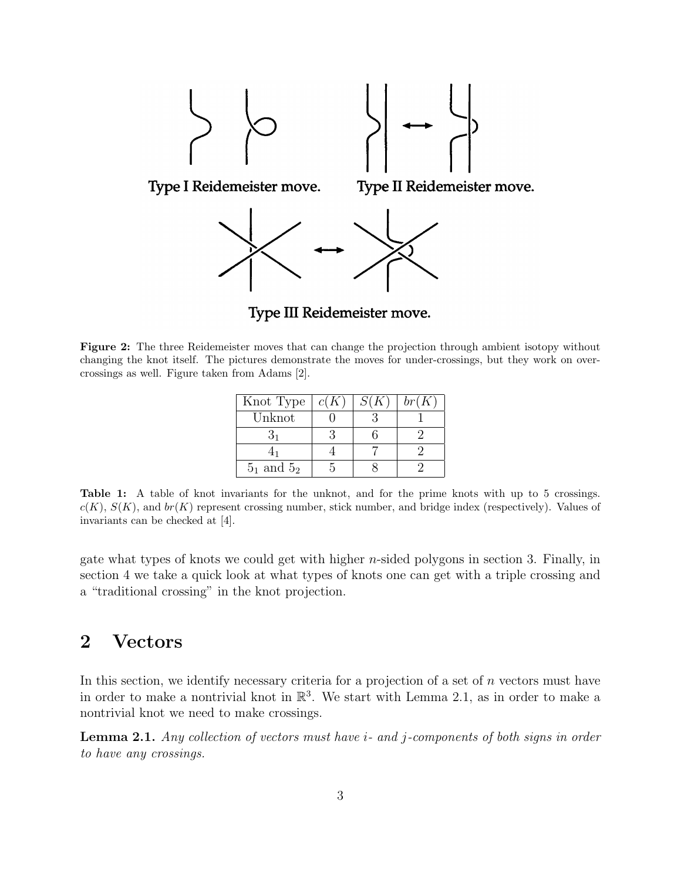Type I Reidemeister move.

Type II Reidemeister move.

Type III Reidemeister move.

**Figure 2:** The three Reidemeister moves that can change the projection through ambient isotopy without changing the knot itself. The pictures demonstrate the moves for under-crossings, but they work on over-crossings as well. Figure taken from Adams [2].

| Knot Type | $c(K)$ | $S(K)$ | $br(K)$ |
|---|---|---|---|
| Unknot | 0 | 3 | 1 |
| $3_1$ | 3 | 6 | 2 |
| $4_1$ | 4 | 7 | 2 |
| $5_1$ and $5_2$ | 5 | 8 | 2 |

**Table 1:** A table of knot invariants for the unknot, and for the prime knots with up to 5 crossings. $c(K)$, $S(K)$, and $br(K)$ represent crossing number, stick number, and bridge index (respectively). Values of invariants can be checked at [4].

gate what types of knots we could get with higher $n$-sided polygons in section 3. Finally, in section 4 we take a quick look at what types of knots one can get with a triple crossing and a "traditional crossing" in the knot projection.

## 2 Vectors

In this section, we identify necessary criteria for a projection of a set of $n$ vectors must have in order to make a nontrivial knot in $\mathbb{R}^3$. We start with Lemma 2.1, as in order to make a nontrivial knot we need to make crossings.

**Lemma 2.1.** *Any collection of vectors must have $i$- and $j$-components of both signs in order to have any crossings.*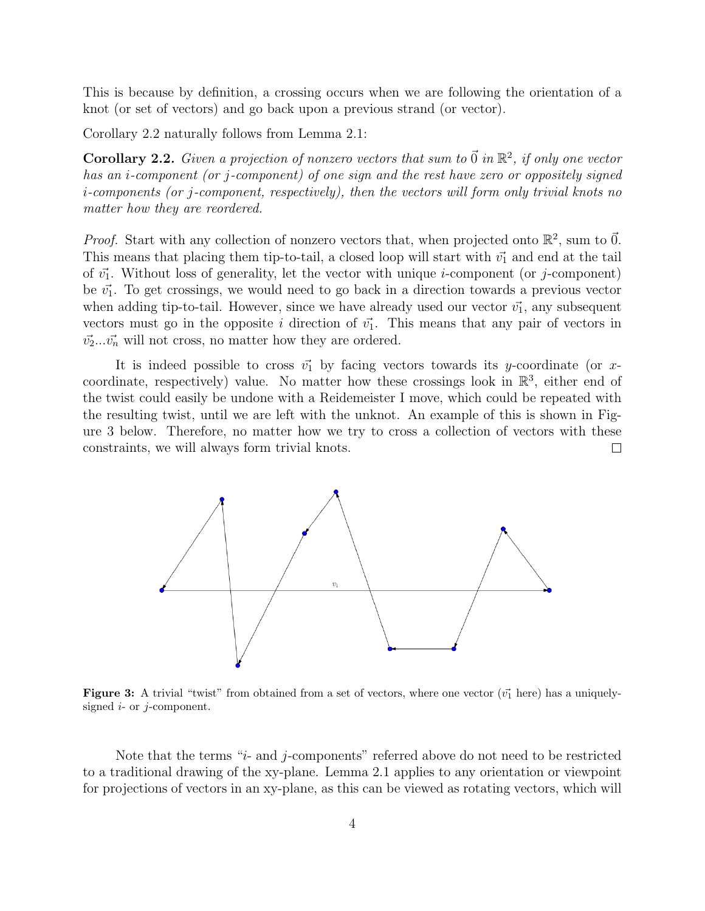This is because by definition, a crossing occurs when we are following the orientation of a knot (or set of vectors) and go back upon a previous strand (or vector).

Corollary 2.2 naturally follows from Lemma 2.1:

**Corollary 2.2.** *Given a projection of nonzero vectors that sum to $\vec{0}$ in $\mathbb{R}^2$, if only one vector has an $i$-component (or $j$-component) of one sign and the rest have zero or oppositely signed $i$-components (or $j$-component, respectively), then the vectors will form only trivial knots no matter how they are reordered.*

*Proof.* Start with any collection of nonzero vectors that, when projected onto $\mathbb{R}^2$, sum to $\vec{0}$. This means that placing them tip-to-tail, a closed loop will start with $\vec{v_1}$ and end at the tail of $\vec{v_1}$. Without loss of generality, let the vector with unique $i$-component (or $j$-component) be $\vec{v_1}$. To get crossings, we would need to go back in a direction towards a previous vector when adding tip-to-tail. However, since we have already used our vector $\vec{v_1}$, any subsequent vectors must go in the opposite $i$ direction of $\vec{v_1}$. This means that any pair of vectors in $\vec{v_2}...\vec{v_n}$ will not cross, no matter how they are ordered.

It is indeed possible to cross $\vec{v_1}$ by facing vectors towards its $y$-coordinate (or $x$-coordinate, respectively) value. No matter how these crossings look in $\mathbb{R}^3$, either end of the twist could easily be undone with a Reidemeister I move, which could be repeated with the resulting twist, until we are left with the unknot. An example of this is shown in Figure 3 below. Therefore, no matter how we try to cross a collection of vectors with these constraints, we will always form trivial knots. ∎

**Figure 3:** A trivial "twist" from obtained from a set of vectors, where one vector ($\vec{v_1}$ here) has a uniquely-signed $i$- or $j$-component.

Note that the terms "$i$- and $j$-components" referred above do not need to be restricted to a traditional drawing of the xy-plane. Lemma 2.1 applies to any orientation or viewpoint for projections of vectors in an xy-plane, as this can be viewed as rotating vectors, which will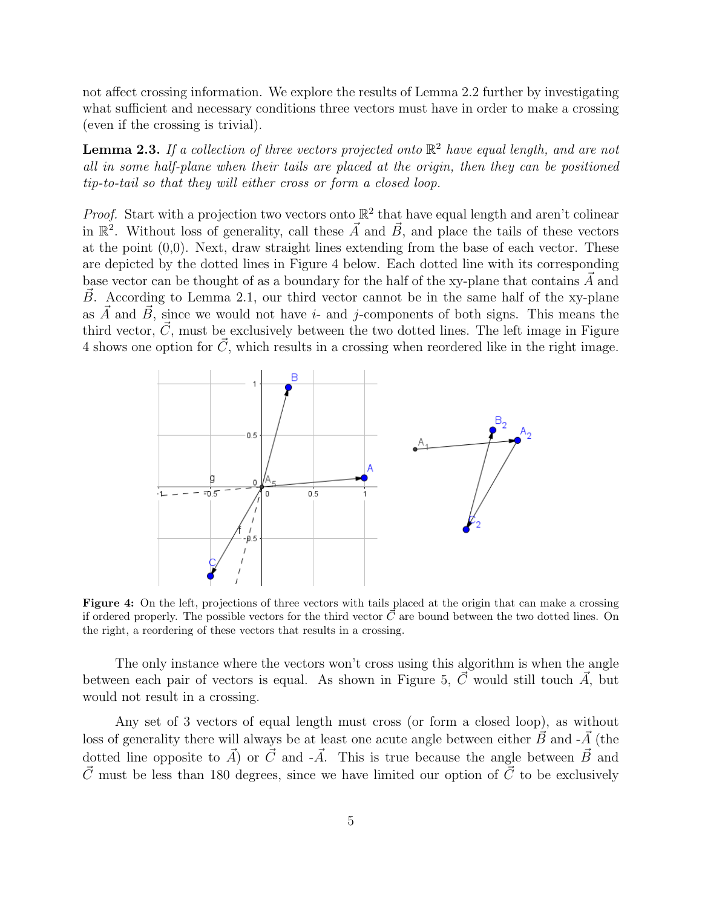not affect crossing information. We explore the results of Lemma 2.2 further by investigating what sufficient and necessary conditions three vectors must have in order to make a crossing (even if the crossing is trivial).

**Lemma 2.3.** *If a collection of three vectors projected onto $\mathbb{R}^2$ have equal length, and are not all in some half-plane when their tails are placed at the origin, then they can be positioned tip-to-tail so that they will either cross or form a closed loop.*

*Proof.* Start with a projection two vectors onto $\mathbb{R}^2$ that have equal length and aren't colinear in $\mathbb{R}^2$. Without loss of generality, call these $\vec{A}$ and $\vec{B}$, and place the tails of these vectors at the point (0,0). Next, draw straight lines extending from the base of each vector. These are depicted by the dotted lines in Figure 4 below. Each dotted line with its corresponding base vector can be thought of as a boundary for the half of the xy-plane that contains $\vec{A}$ and $\vec{B}$. According to Lemma 2.1, our third vector cannot be in the same half of the xy-plane as $\vec{A}$ and $\vec{B}$, since we would not have $i$- and $j$-components of both signs. This means the third vector, $\vec{C}$, must be exclusively between the two dotted lines. The left image in Figure 4 shows one option for $\vec{C}$, which results in a crossing when reordered like in the right image.

**Figure 4:** On the left, projections of three vectors with tails placed at the origin that can make a crossing if ordered properly. The possible vectors for the third vector $\vec{C}$ are bound between the two dotted lines. On the right, a reordering of these vectors that results in a crossing.

The only instance where the vectors won't cross using this algorithm is when the angle between each pair of vectors is equal. As shown in Figure 5, $\vec{C}$ would still touch $\vec{A}$, but would not result in a crossing.

Any set of 3 vectors of equal length must cross (or form a closed loop), as without loss of generality there will always be at least one acute angle between either $\vec{B}$ and -$\vec{A}$ (the dotted line opposite to $\vec{A}$) or $\vec{C}$ and -$\vec{A}$. This is true because the angle between $\vec{B}$ and $\vec{C}$ must be less than 180 degrees, since we have limited our option of $\vec{C}$ to be exclusively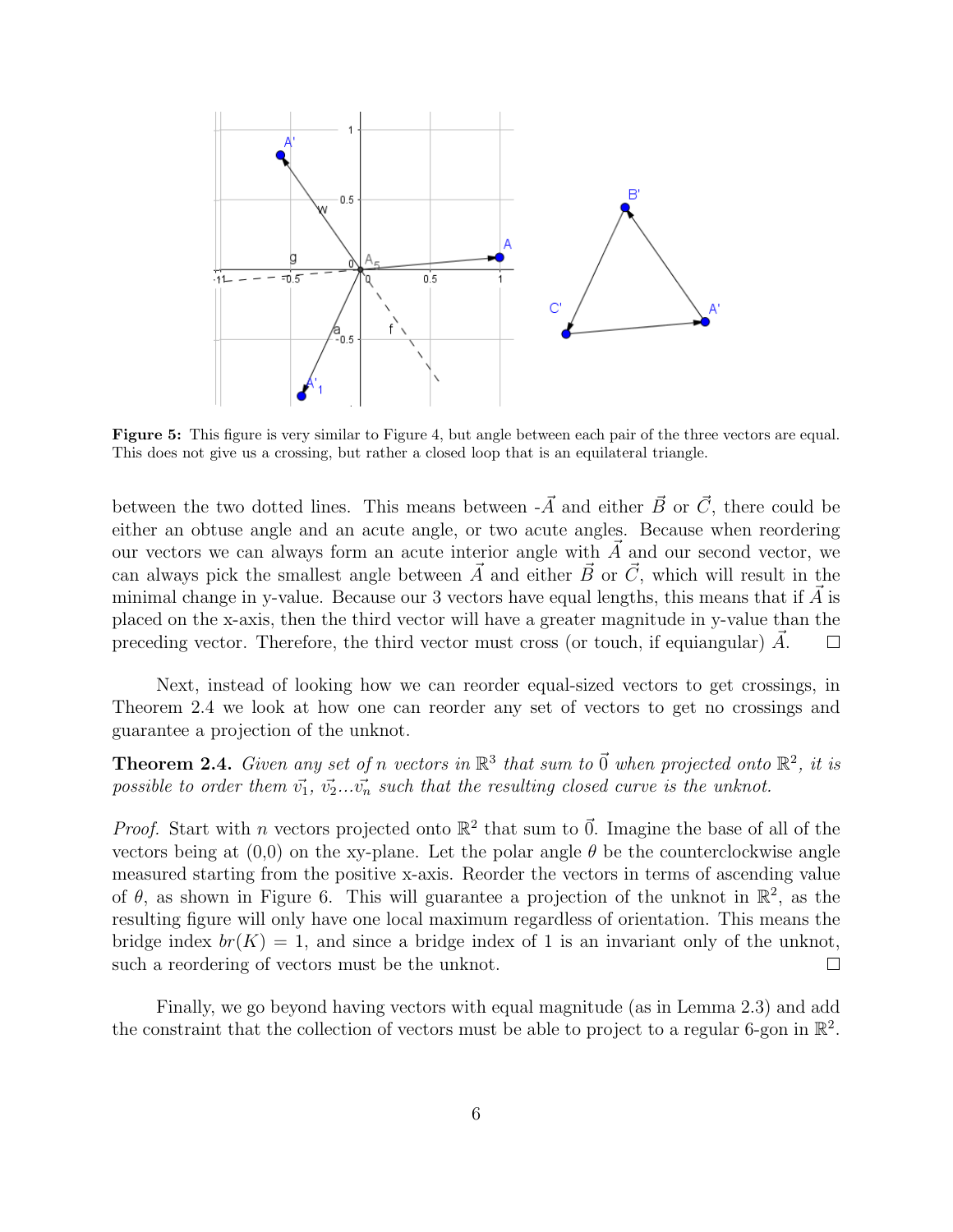Figure 5: This figure is very similar to Figure 4, but angle between each pair of the three vectors are equal. This does not give us a crossing, but rather a closed loop that is an equilateral triangle.

between the two dotted lines. This means between -$\vec{A}$ and either $\vec{B}$ or $\vec{C}$, there could be either an obtuse angle and an acute angle, or two acute angles. Because when reordering our vectors we can always form an acute interior angle with $\vec{A}$ and our second vector, we can always pick the smallest angle between $\vec{A}$ and either $\vec{B}$ or $\vec{C}$, which will result in the minimal change in y-value. Because our 3 vectors have equal lengths, this means that if $\vec{A}$ is placed on the x-axis, then the third vector will have a greater magnitude in y-value than the preceding vector. Therefore, the third vector must cross (or touch, if equiangular) $\vec{A}$. □

Next, instead of looking how we can reorder equal-sized vectors to get crossings, in Theorem 2.4 we look at how one can reorder any set of vectors to get no crossings and guarantee a projection of the unknot.

**Theorem 2.4.** *Given any set of $n$ vectors in $\mathbb{R}^3$ that sum to $\vec{0}$ when projected onto $\mathbb{R}^2$, it is possible to order them $\vec{v_1}$, $\vec{v_2}$...$\vec{v_n}$ such that the resulting closed curve is the unknot.*

*Proof.* Start with $n$ vectors projected onto $\mathbb{R}^2$ that sum to $\vec{0}$. Imagine the base of all of the vectors being at (0,0) on the xy-plane. Let the polar angle $\theta$ be the counterclockwise angle measured starting from the positive x-axis. Reorder the vectors in terms of ascending value of $\theta$, as shown in Figure 6. This will guarantee a projection of the unknot in $\mathbb{R}^2$, as the resulting figure will only have one local maximum regardless of orientation. This means the bridge index $br(K) = 1$, and since a bridge index of 1 is an invariant only of the unknot, such a reordering of vectors must be the unknot. □

Finally, we go beyond having vectors with equal magnitude (as in Lemma 2.3) and add the constraint that the collection of vectors must be able to project to a regular 6-gon in $\mathbb{R}^2$.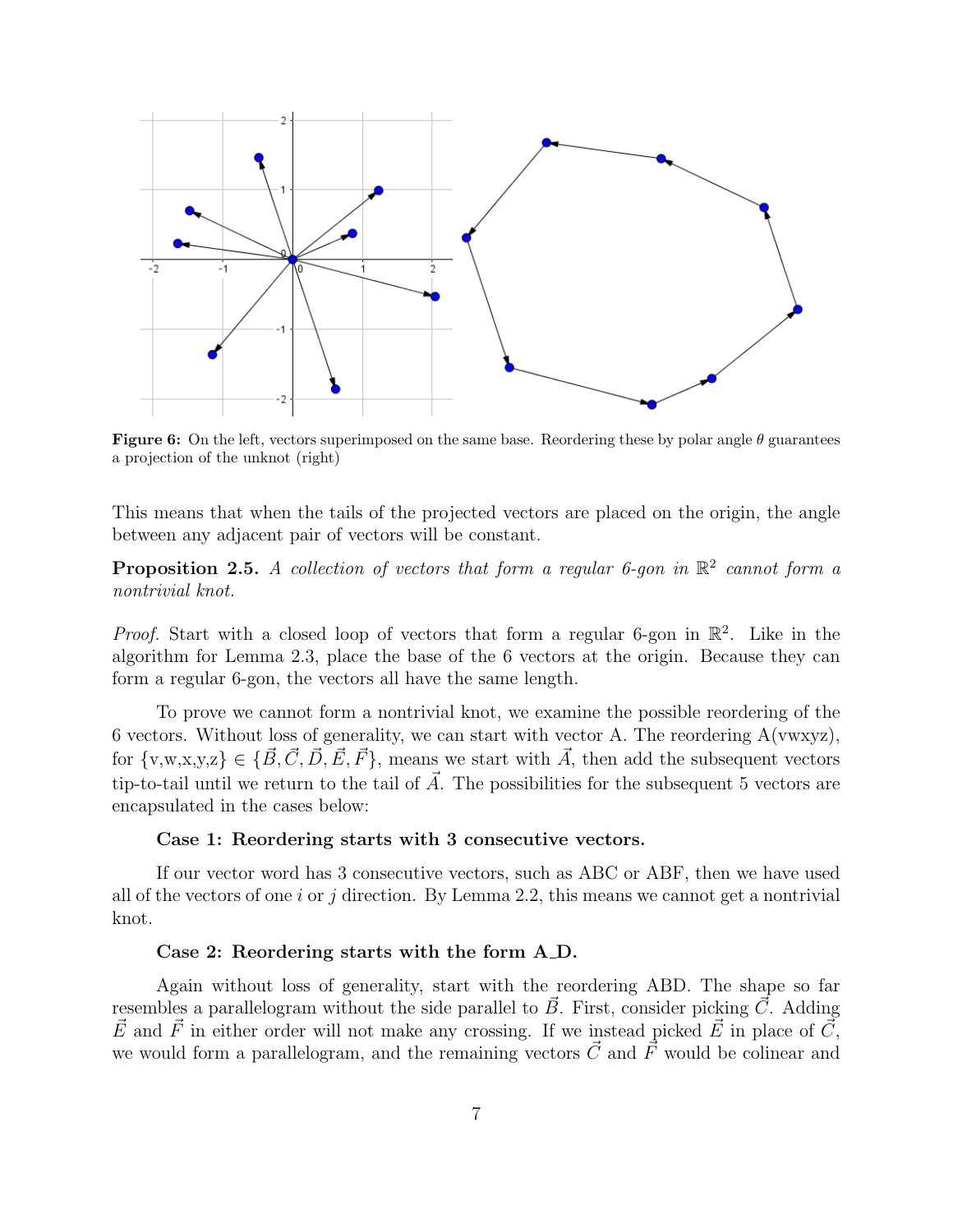**Figure 6:** On the left, vectors superimposed on the same base. Reordering these by polar angle $\theta$ guarantees a projection of the unknot (right)

This means that when the tails of the projected vectors are placed on the origin, the angle between any adjacent pair of vectors will be constant.

**Proposition 2.5.** *A collection of vectors that form a regular 6-gon in $\mathbb{R}^2$ cannot form a nontrivial knot.*

*Proof.* Start with a closed loop of vectors that form a regular 6-gon in $\mathbb{R}^2$. Like in the algorithm for Lemma 2.3, place the base of the 6 vectors at the origin. Because they can form a regular 6-gon, the vectors all have the same length.

To prove we cannot form a nontrivial knot, we examine the possible reordering of the 6 vectors. Without loss of generality, we can start with vector A. The reordering A(vwxyz), for $\{v,w,x,y,z\} \in \{\vec{B}, \vec{C}, \vec{D}, \vec{E}, \vec{F}\}$, means we start with $\vec{A}$, then add the subsequent vectors tip-to-tail until we return to the tail of $\vec{A}$. The possibilities for the subsequent 5 vectors are encapsulated in the cases below:

**Case 1: Reordering starts with 3 consecutive vectors.**

If our vector word has 3 consecutive vectors, such as ABC or ABF, then we have used all of the vectors of one $i$ or $j$ direction. By Lemma 2.2, this means we cannot get a nontrivial knot.

**Case 2: Reordering starts with the form A_D.**

Again without loss of generality, start with the reordering ABD. The shape so far resembles a parallelogram without the side parallel to $\vec{B}$. First, consider picking $\vec{C}$. Adding $\vec{E}$ and $\vec{F}$ in either order will not make any crossing. If we instead picked $\vec{E}$ in place of $\vec{C}$, we would form a parallelogram, and the remaining vectors $\vec{C}$ and $\vec{F}$ would be colinear and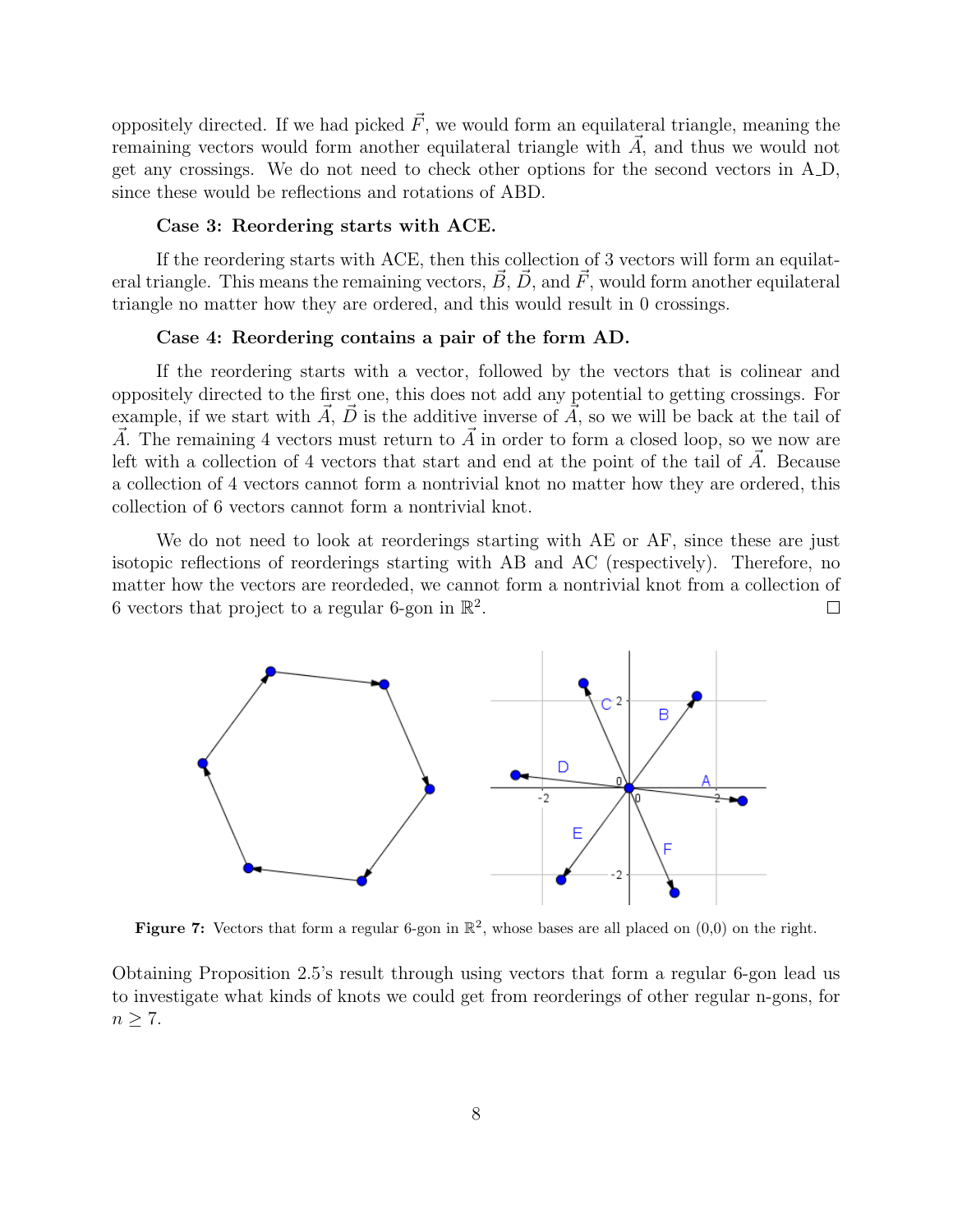oppositely directed. If we had picked $\vec{F}$, we would form an equilateral triangle, meaning the remaining vectors would form another equilateral triangle with $\vec{A}$, and thus we would not get any crossings. We do not need to check other options for the second vectors in A_D, since these would be reflections and rotations of ABD.

**Case 3: Reordering starts with ACE.**

If the reordering starts with ACE, then this collection of 3 vectors will form an equilateral triangle. This means the remaining vectors, $\vec{B}$, $\vec{D}$, and $\vec{F}$, would form another equilateral triangle no matter how they are ordered, and this would result in 0 crossings.

**Case 4: Reordering contains a pair of the form AD.**

If the reordering starts with a vector, followed by the vectors that is colinear and oppositely directed to the first one, this does not add any potential to getting crossings. For example, if we start with $\vec{A}$, $\vec{D}$ is the additive inverse of $\vec{A}$, so we will be back at the tail of $\vec{A}$. The remaining 4 vectors must return to $\vec{A}$ in order to form a closed loop, so we now are left with a collection of 4 vectors that start and end at the point of the tail of $\vec{A}$. Because a collection of 4 vectors cannot form a nontrivial knot no matter how they are ordered, this collection of 6 vectors cannot form a nontrivial knot.

We do not need to look at reorderings starting with AE or AF, since these are just isotopic reflections of reorderings starting with AB and AC (respectively). Therefore, no matter how the vectors are reordeded, we cannot form a nontrivial knot from a collection of 6 vectors that project to a regular 6-gon in $\mathbb{R}^2$. □

**Figure 7:** Vectors that form a regular 6-gon in $\mathbb{R}^2$, whose bases are all placed on (0,0) on the right.

Obtaining Proposition 2.5's result through using vectors that form a regular 6-gon lead us to investigate what kinds of knots we could get from reorderings of other regular n-gons, for $n \geq 7$.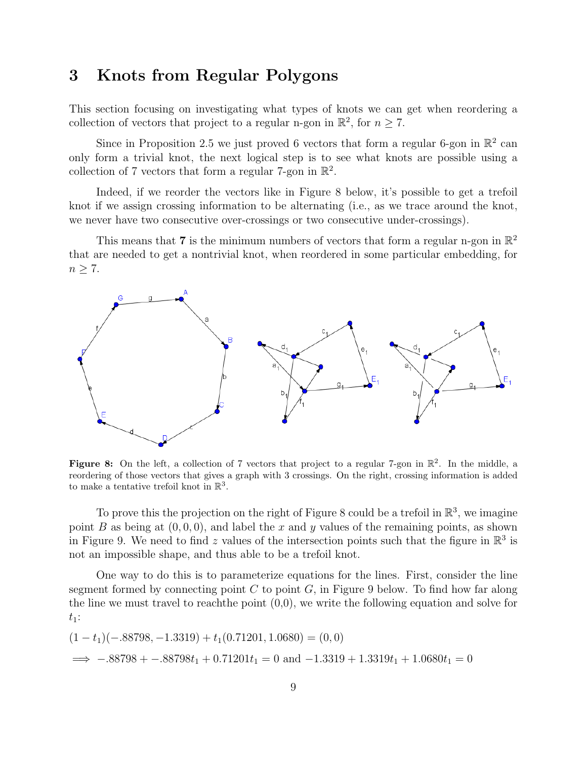## 3 Knots from Regular Polygons

This section focusing on investigating what types of knots we can get when reordering a collection of vectors that project to a regular n-gon in $\mathbb{R}^2$, for $n \geq 7$.

Since in Proposition 2.5 we just proved 6 vectors that form a regular 6-gon in $\mathbb{R}^2$ can only form a trivial knot, the next logical step is to see what knots are possible using a collection of 7 vectors that form a regular 7-gon in $\mathbb{R}^2$.

Indeed, if we reorder the vectors like in Figure 8 below, it's possible to get a trefoil knot if we assign crossing information to be alternating (i.e., as we trace around the knot, we never have two consecutive over-crossings or two consecutive under-crossings).

This means that **7** is the minimum numbers of vectors that form a regular n-gon in $\mathbb{R}^2$ that are needed to get a nontrivial knot, when reordered in some particular embedding, for $n \geq 7$.

**Figure 8:** On the left, a collection of 7 vectors that project to a regular 7-gon in $\mathbb{R}^2$. In the middle, a reordering of those vectors that gives a graph with 3 crossings. On the right, crossing information is added to make a tentative trefoil knot in $\mathbb{R}^3$.

To prove this the projection on the right of Figure 8 could be a trefoil in $\mathbb{R}^3$, we imagine point $B$ as being at $(0, 0, 0)$, and label the $x$ and $y$ values of the remaining points, as shown in Figure 9. We need to find $z$ values of the intersection points such that the figure in $\mathbb{R}^3$ is not an impossible shape, and thus able to be a trefoil knot.

One way to do this is to parameterize equations for the lines. First, consider the line segment formed by connecting point $C$ to point $G$, in Figure 9 below. To find how far along the line we must travel to reachthe point (0,0), we write the following equation and solve for $t_1$:

$$(1 - t_1)(-.88798, -1.3319) + t_1(0.71201, 1.0680) = (0, 0)$$

$$\implies -.88798 + -.88798t_1 + 0.71201t_1 = 0 \text{ and } -1.3319 + 1.3319t_1 + 1.0680t_1 = 0$$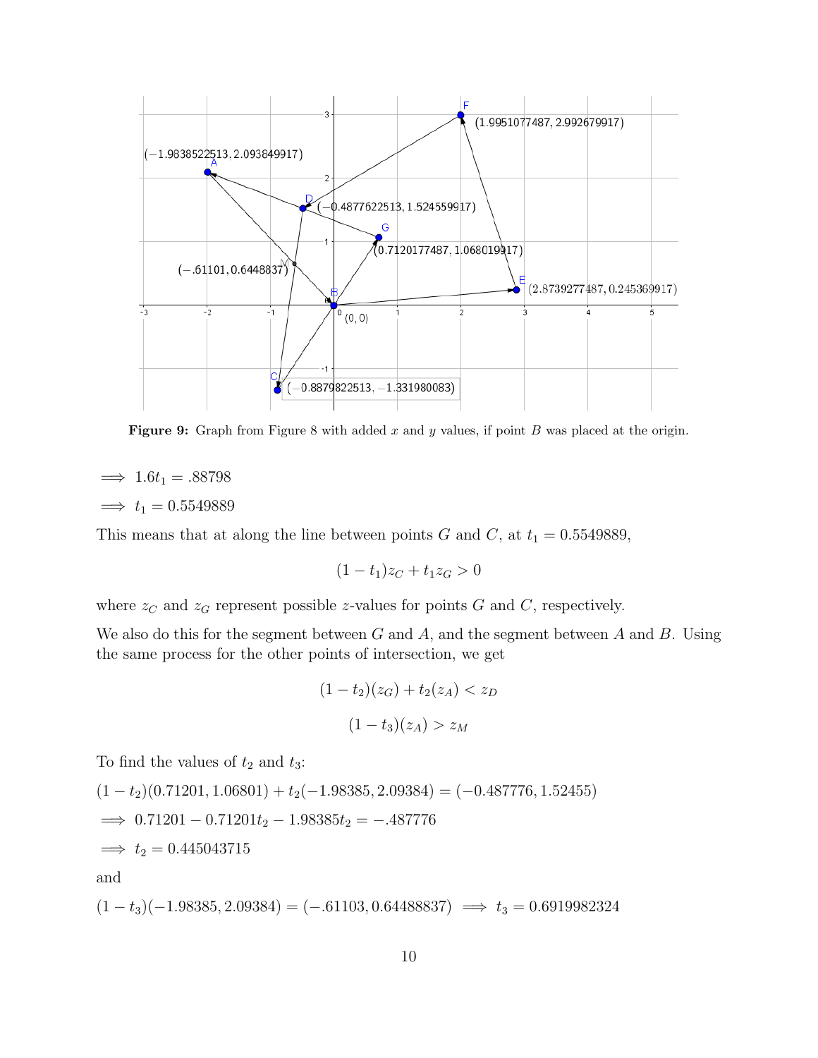**Figure 9:** Graph from Figure 8 with added $x$ and $y$ values, if point $B$ was placed at the origin.

$\implies 1.6t_1 = .88798$

$\implies t_1 = 0.5549889$

This means that at along the line between points $G$ and $C$, at $t_1 = 0.5549889$,

$$(1 - t_1)z_C + t_1 z_G > 0$$

where $z_C$ and $z_G$ represent possible $z$-values for points $G$ and $C$, respectively.

We also do this for the segment between $G$ and $A$, and the segment between $A$ and $B$. Using the same process for the other points of intersection, we get

$$(1 - t_2)(z_G) + t_2(z_A) < z_D$$

$$(1 - t_3)(z_A) > z_M$$

To find the values of $t_2$ and $t_3$:

$(1 - t_2)(0.71201, 1.06801) + t_2(-1.98385, 2.09384) = (-0.487776, 1.52455)$

$\implies 0.71201 - 0.71201t_2 - 1.98385t_2 = -.487776$

$\implies t_2 = 0.445043715$

and

$(1 - t_3)(-1.98385, 2.09384) = (-.61103, 0.64488837) \implies t_3 = 0.6919982324$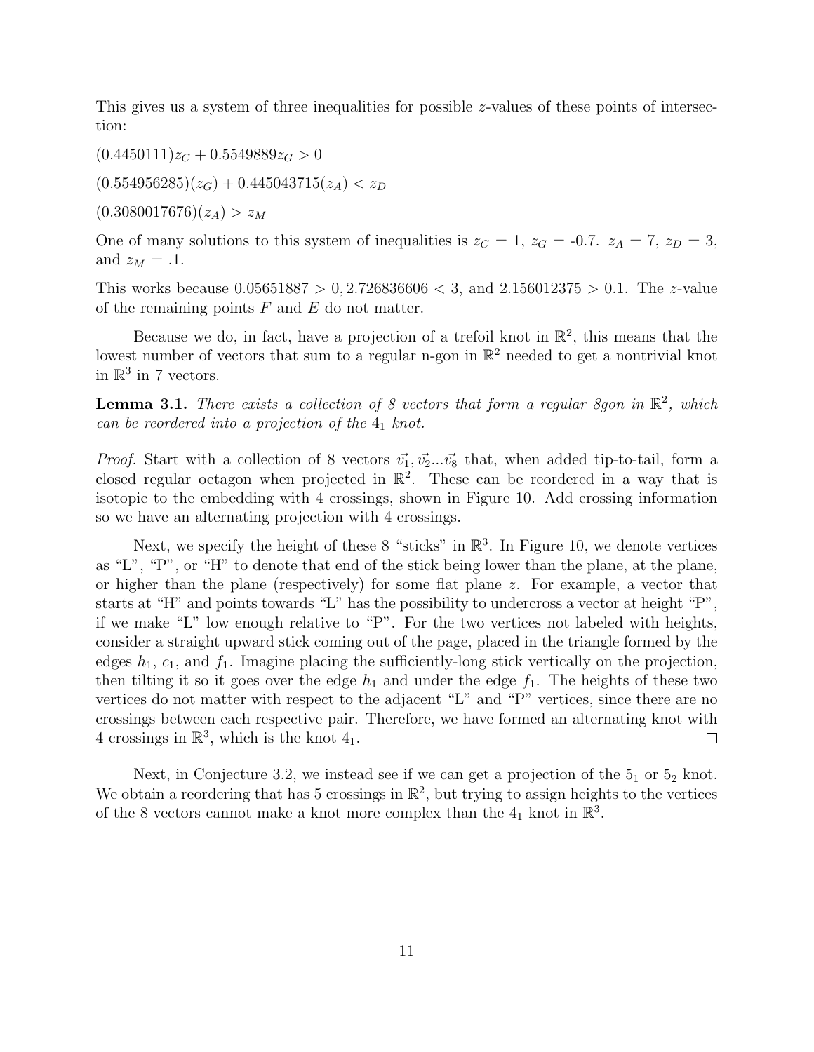This gives us a system of three inequalities for possible $z$-values of these points of intersection:

$(0.4450111)z_C + 0.5549889z_G > 0$

$(0.554956285)(z_G) + 0.445043715(z_A) < z_D$

$(0.3080017676)(z_A) > z_M$

One of many solutions to this system of inequalities is $z_C = 1$, $z_G = -0.7$. $z_A = 7$, $z_D = 3$, and $z_M = .1$.

This works because $0.05651887 > 0, 2.726836606 < 3$, and $2.156012375 > 0.1$. The $z$-value of the remaining points $F$ and $E$ do not matter.

Because we do, in fact, have a projection of a trefoil knot in $\mathbb{R}^2$, this means that the lowest number of vectors that sum to a regular n-gon in $\mathbb{R}^2$ needed to get a nontrivial knot in $\mathbb{R}^3$ in 7 vectors.

**Lemma 3.1.** *There exists a collection of 8 vectors that form a regular 8gon in $\mathbb{R}^2$, which can be reordered into a projection of the $4_1$ knot.*

*Proof.* Start with a collection of 8 vectors $\vec{v_1}, \vec{v_2}...\vec{v_8}$ that, when added tip-to-tail, form a closed regular octagon when projected in $\mathbb{R}^2$. These can be reordered in a way that is isotopic to the embedding with 4 crossings, shown in Figure 10. Add crossing information so we have an alternating projection with 4 crossings.

Next, we specify the height of these 8 "sticks" in $\mathbb{R}^3$. In Figure 10, we denote vertices as "L", "P", or "H" to denote that end of the stick being lower than the plane, at the plane, or higher than the plane (respectively) for some flat plane $z$. For example, a vector that starts at "H" and points towards "L" has the possibility to undercross a vector at height "P", if we make "L" low enough relative to "P". For the two vertices not labeled with heights, consider a straight upward stick coming out of the page, placed in the triangle formed by the edges $h_1$, $c_1$, and $f_1$. Imagine placing the sufficiently-long stick vertically on the projection, then tilting it so it goes over the edge $h_1$ and under the edge $f_1$. The heights of these two vertices do not matter with respect to the adjacent "L" and "P" vertices, since there are no crossings between each respective pair. Therefore, we have formed an alternating knot with 4 crossings in $\mathbb{R}^3$, which is the knot $4_1$. □

Next, in Conjecture 3.2, we instead see if we can get a projection of the $5_1$ or $5_2$ knot. We obtain a reordering that has 5 crossings in $\mathbb{R}^2$, but trying to assign heights to the vertices of the 8 vectors cannot make a knot more complex than the $4_1$ knot in $\mathbb{R}^3$.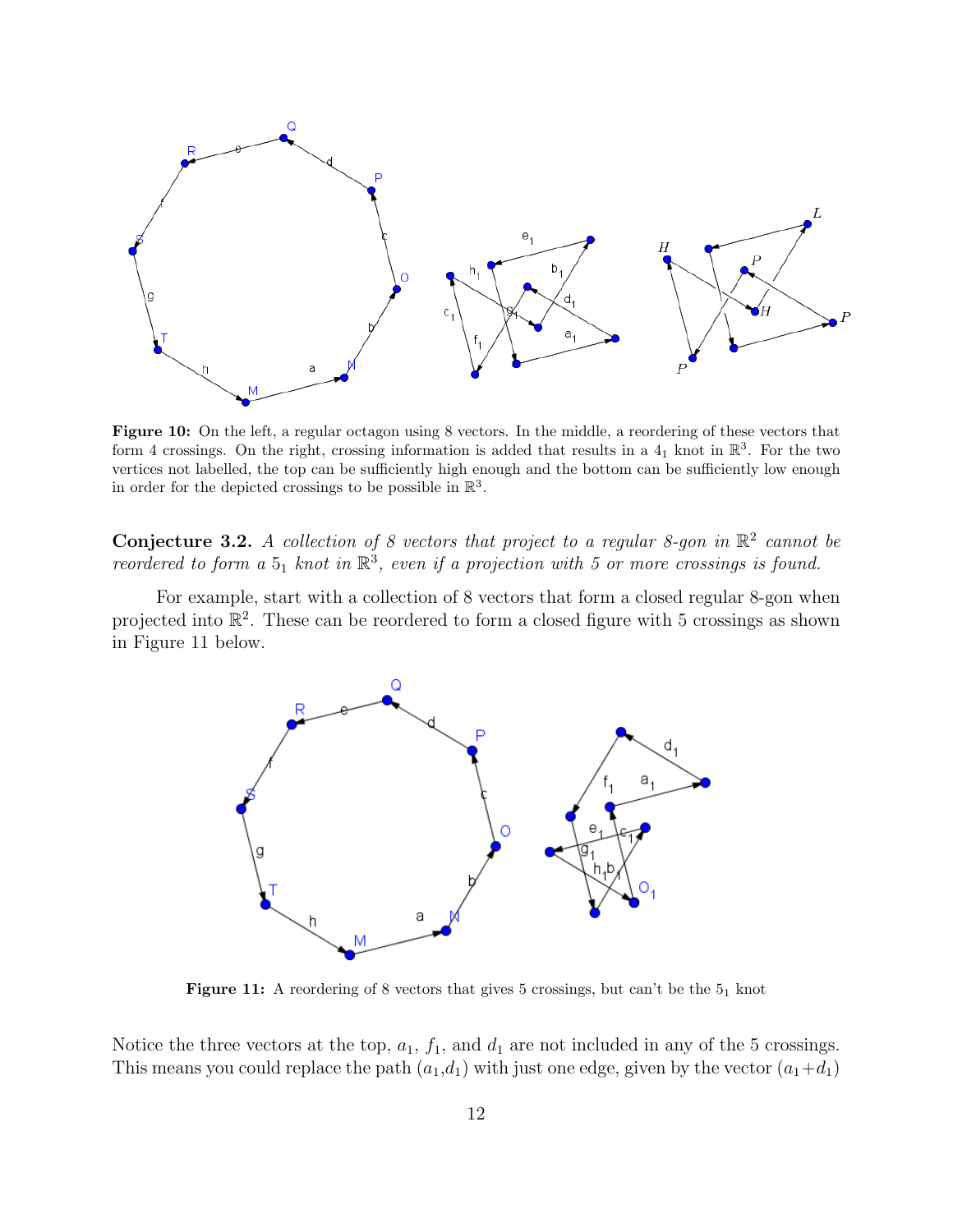**Figure 10:** On the left, a regular octagon using 8 vectors. In the middle, a reordering of these vectors that form 4 crossings. On the right, crossing information is added that results in a $4_1$ knot in $\mathbb{R}^3$. For the two vertices not labelled, the top can be sufficiently high enough and the bottom can be sufficiently low enough in order for the depicted crossings to be possible in $\mathbb{R}^3$.

**Conjecture 3.2.** *A collection of 8 vectors that project to a regular 8-gon in $\mathbb{R}^2$ cannot be reordered to form a $5_1$ knot in $\mathbb{R}^3$, even if a projection with 5 or more crossings is found.*

For example, start with a collection of 8 vectors that form a closed regular 8-gon when projected into $\mathbb{R}^2$. These can be reordered to form a closed figure with 5 crossings as shown in Figure 11 below.

**Figure 11:** A reordering of 8 vectors that gives 5 crossings, but can't be the $5_1$ knot

Notice the three vectors at the top, $a_1$, $f_1$, and $d_1$ are not included in any of the 5 crossings. This means you could replace the path ($a_1$,$d_1$) with just one edge, given by the vector ($a_1$+$d_1$)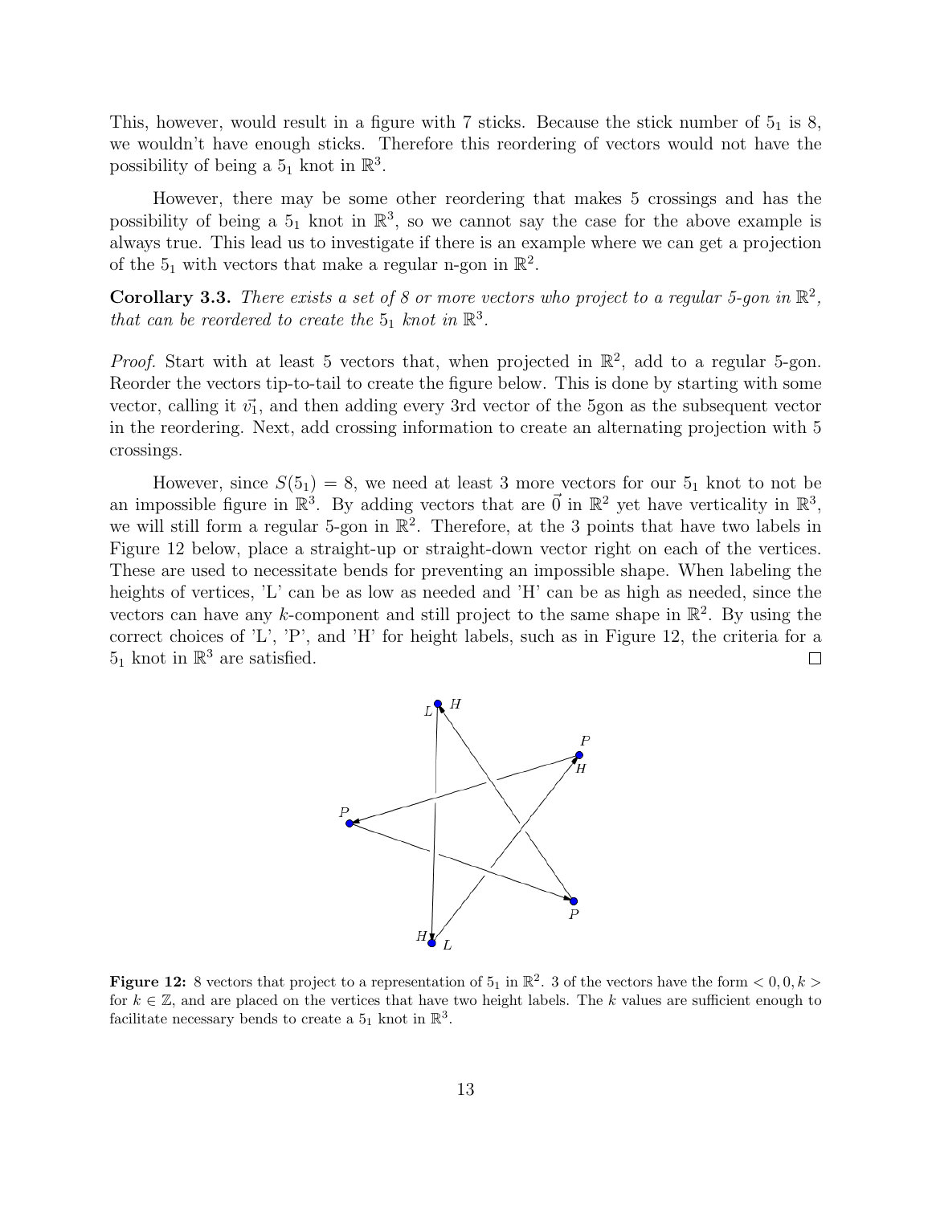This, however, would result in a figure with 7 sticks. Because the stick number of $5_1$ is 8, we wouldn't have enough sticks. Therefore this reordering of vectors would not have the possibility of being a $5_1$ knot in $\mathbb{R}^3$.

However, there may be some other reordering that makes 5 crossings and has the possibility of being a $5_1$ knot in $\mathbb{R}^3$, so we cannot say the case for the above example is always true. This lead us to investigate if there is an example where we can get a projection of the $5_1$ with vectors that make a regular n-gon in $\mathbb{R}^2$.

**Corollary 3.3.** *There exists a set of 8 or more vectors who project to a regular 5-gon in $\mathbb{R}^2$, that can be reordered to create the $5_1$ knot in $\mathbb{R}^3$.*

*Proof.* Start with at least 5 vectors that, when projected in $\mathbb{R}^2$, add to a regular 5-gon. Reorder the vectors tip-to-tail to create the figure below. This is done by starting with some vector, calling it $\vec{v_1}$, and then adding every 3rd vector of the 5gon as the subsequent vector in the reordering. Next, add crossing information to create an alternating projection with 5 crossings.

However, since $S(5_1) = 8$, we need at least 3 more vectors for our $5_1$ knot to not be an impossible figure in $\mathbb{R}^3$. By adding vectors that are $\vec{0}$ in $\mathbb{R}^2$ yet have verticality in $\mathbb{R}^3$, we will still form a regular 5-gon in $\mathbb{R}^2$. Therefore, at the 3 points that have two labels in Figure 12 below, place a straight-up or straight-down vector right on each of the vertices. These are used to necessitate bends for preventing an impossible shape. When labeling the heights of vertices, 'L' can be as low as needed and 'H' can be as high as needed, since the vectors can have any $k$-component and still project to the same shape in $\mathbb{R}^2$. By using the correct choices of 'L', 'P', and 'H' for height labels, such as in Figure 12, the criteria for a $5_1$ knot in $\mathbb{R}^3$ are satisfied. ∎

**Figure 12:** 8 vectors that project to a representation of $5_1$ in $\mathbb{R}^2$. 3 of the vectors have the form $< 0, 0, k >$ for $k \in \mathbb{Z}$, and are placed on the vertices that have two height labels. The $k$ values are sufficient enough to facilitate necessary bends to create a $5_1$ knot in $\mathbb{R}^3$.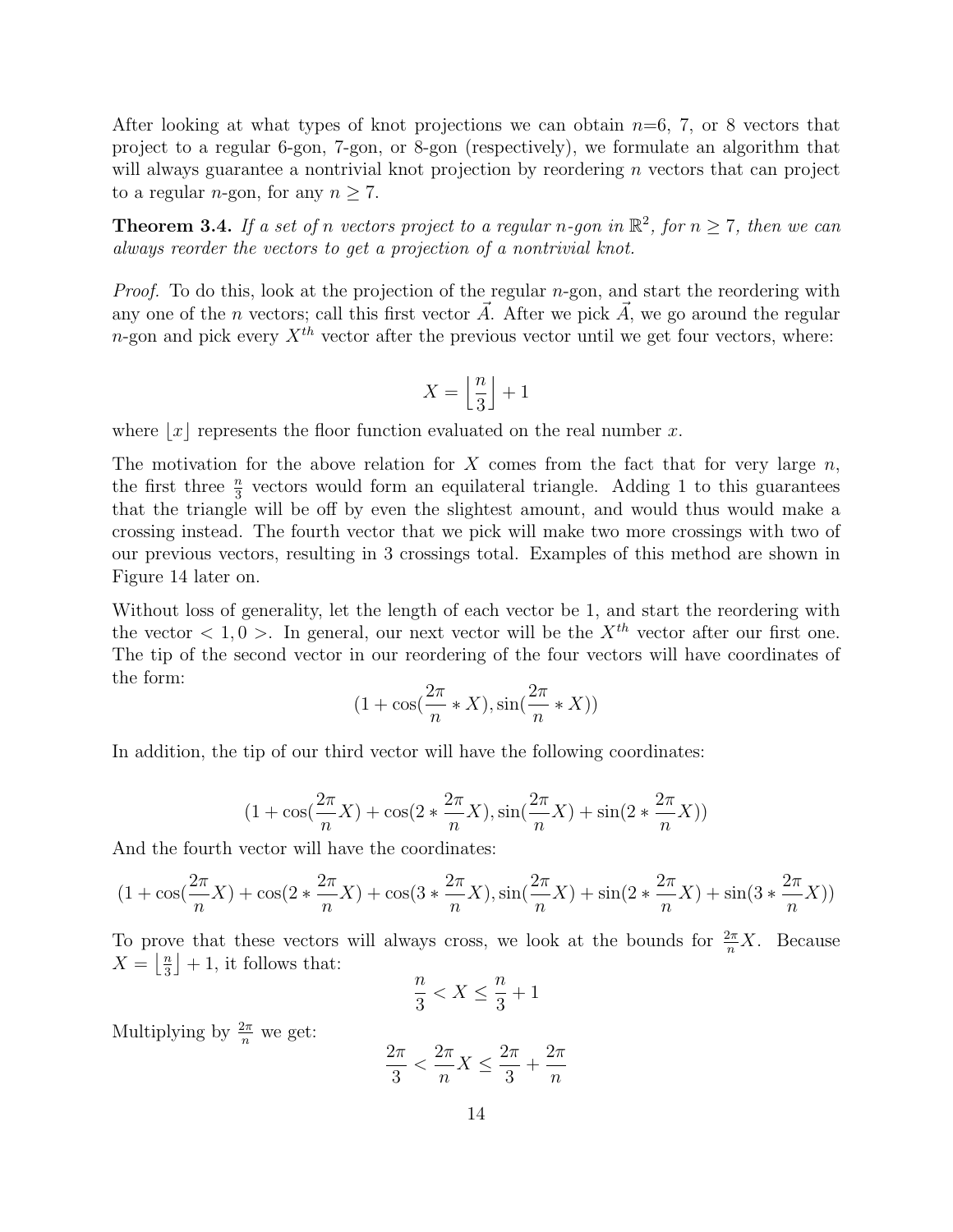After looking at what types of knot projections we can obtain $n$=6, 7, or 8 vectors that project to a regular 6-gon, 7-gon, or 8-gon (respectively), we formulate an algorithm that will always guarantee a nontrivial knot projection by reordering $n$ vectors that can project to a regular $n$-gon, for any $n \geq 7$.

**Theorem 3.4.** *If a set of $n$ vectors project to a regular $n$-gon in $\mathbb{R}^2$, for $n \geq 7$, then we can always reorder the vectors to get a projection of a nontrivial knot.*

*Proof.* To do this, look at the projection of the regular $n$-gon, and start the reordering with any one of the $n$ vectors; call this first vector $\vec{A}$. After we pick $\vec{A}$, we go around the regular $n$-gon and pick every $X^{th}$ vector after the previous vector until we get four vectors, where:

$$X = \left\lfloor \frac{n}{3} \right\rfloor + 1$$

where $\lfloor x \rfloor$ represents the floor function evaluated on the real number $x$.

The motivation for the above relation for $X$ comes from the fact that for very large $n$, the first three $\frac{n}{3}$ vectors would form an equilateral triangle. Adding 1 to this guarantees that the triangle will be off by even the slightest amount, and would thus would make a crossing instead. The fourth vector that we pick will make two more crossings with two of our previous vectors, resulting in 3 crossings total. Examples of this method are shown in Figure 14 later on.

Without loss of generality, let the length of each vector be 1, and start the reordering with the vector $< 1, 0 >$. In general, our next vector will be the $X^{th}$ vector after our first one. The tip of the second vector in our reordering of the four vectors will have coordinates of the form:

$$(1 + \cos(\frac{2\pi}{n} * X), \sin(\frac{2\pi}{n} * X))$$

In addition, the tip of our third vector will have the following coordinates:

$$(1 + \cos(\frac{2\pi}{n}X) + \cos(2 * \frac{2\pi}{n}X), \sin(\frac{2\pi}{n}X) + \sin(2 * \frac{2\pi}{n}X))$$

And the fourth vector will have the coordinates:

$$(1 + \cos(\frac{2\pi}{n}X) + \cos(2 * \frac{2\pi}{n}X) + \cos(3 * \frac{2\pi}{n}X), \sin(\frac{2\pi}{n}X) + \sin(2 * \frac{2\pi}{n}X) + \sin(3 * \frac{2\pi}{n}X))$$

To prove that these vectors will always cross, we look at the bounds for $\frac{2\pi}{n}X$. Because $X = \left\lfloor \frac{n}{3} \right\rfloor + 1$, it follows that:

$$\frac{n}{3} < X \leq \frac{n}{3} + 1$$

Multiplying by $\frac{2\pi}{n}$ we get:

$$\frac{2\pi}{3} < \frac{2\pi}{n}X \leq \frac{2\pi}{3} + \frac{2\pi}{n}$$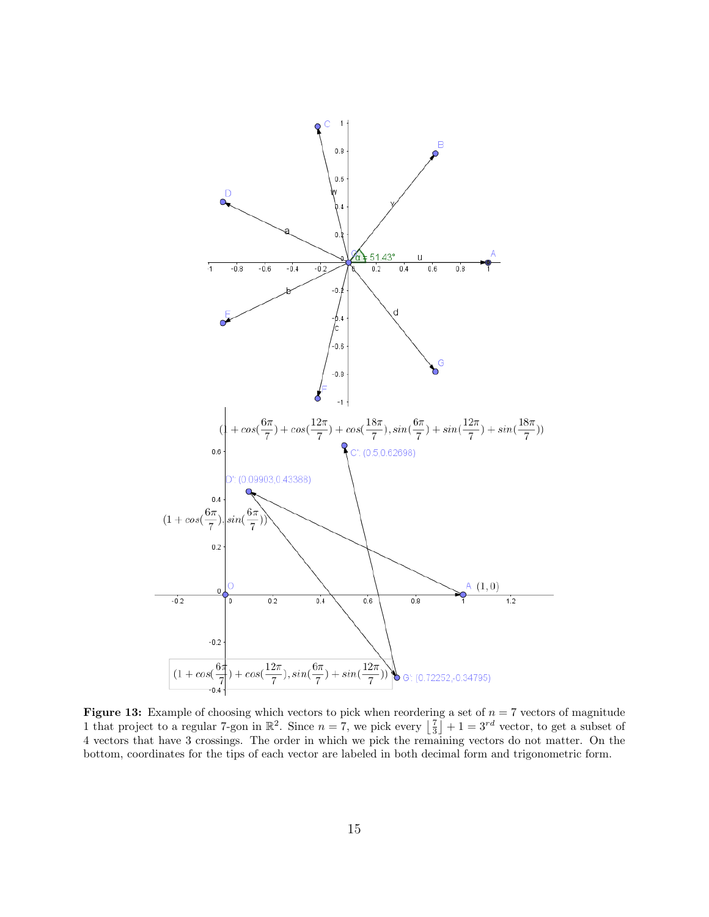**Figure 13:** Example of choosing which vectors to pick when reordering a set of $n = 7$ vectors of magnitude 1 that project to a regular 7-gon in $\mathbb{R}^2$. Since $n = 7$, we pick every $\lfloor \frac{7}{3} \rfloor + 1 = 3^{rd}$ vector, to get a subset of 4 vectors that have 3 crossings. The order in which we pick the remaining vectors do not matter. On the bottom, coordinates for the tips of each vector are labeled in both decimal form and trigonometric form.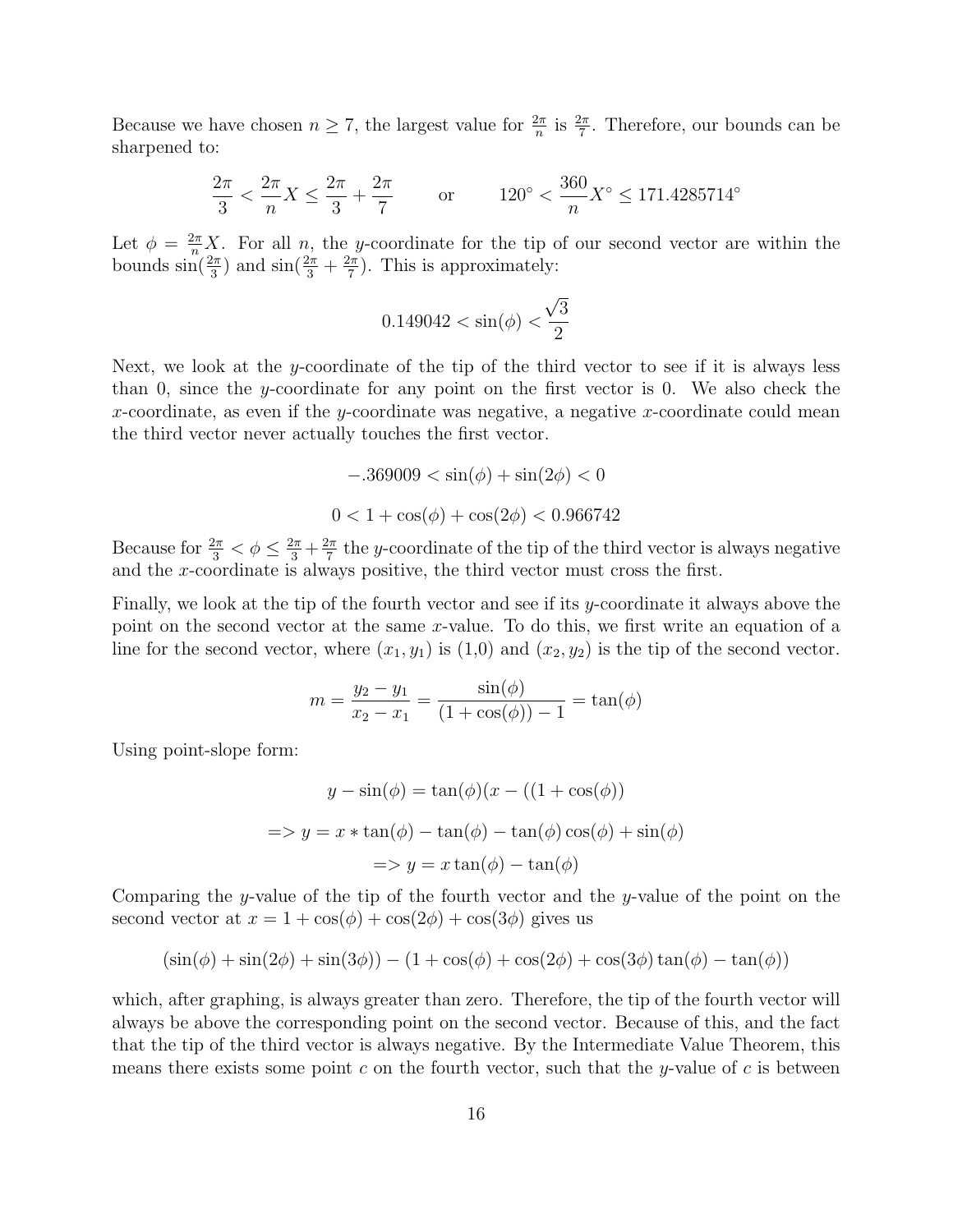Because we have chosen $n \geq 7$, the largest value for $\frac{2\pi}{n}$ is $\frac{2\pi}{7}$. Therefore, our bounds can be sharpened to:

$$\frac{2\pi}{3} < \frac{2\pi}{n}X \leq \frac{2\pi}{3} + \frac{2\pi}{7} \qquad \text{or} \qquad 120^\circ < \frac{360}{n}X^\circ \leq 171.4285714^\circ$$

Let $\phi = \frac{2\pi}{n}X$. For all $n$, the $y$-coordinate for the tip of our second vector are within the bounds $\sin(\frac{2\pi}{3})$ and $\sin(\frac{2\pi}{3} + \frac{2\pi}{7})$. This is approximately:

$$0.149042 < \sin(\phi) < \frac{\sqrt{3}}{2}$$

Next, we look at the $y$-coordinate of the tip of the third vector to see if it is always less than 0, since the $y$-coordinate for any point on the first vector is 0. We also check the $x$-coordinate, as even if the $y$-coordinate was negative, a negative $x$-coordinate could mean the third vector never actually touches the first vector.

$$-.369009 < \sin(\phi) + \sin(2\phi) < 0$$

$$0 < 1 + \cos(\phi) + \cos(2\phi) < 0.966742$$

Because for $\frac{2\pi}{3} < \phi \leq \frac{2\pi}{3} + \frac{2\pi}{7}$ the $y$-coordinate of the tip of the third vector is always negative and the $x$-coordinate is always positive, the third vector must cross the first.

Finally, we look at the tip of the fourth vector and see if its $y$-coordinate it always above the point on the second vector at the same $x$-value. To do this, we first write an equation of a line for the second vector, where $(x_1, y_1)$ is (1,0) and $(x_2, y_2)$ is the tip of the second vector.

$$m = \frac{y_2 - y_1}{x_2 - x_1} = \frac{\sin(\phi)}{(1 + \cos(\phi)) - 1} = \tan(\phi)$$

Using point-slope form:

$$y - \sin(\phi) = \tan(\phi)(x - ((1 + \cos(\phi))$$

$$=> y = x * \tan(\phi) - \tan(\phi) - \tan(\phi)\cos(\phi) + \sin(\phi)$$

$$=> y = x\tan(\phi) - \tan(\phi)$$

Comparing the $y$-value of the tip of the fourth vector and the $y$-value of the point on the second vector at $x = 1 + \cos(\phi) + \cos(2\phi) + \cos(3\phi)$ gives us

$$(\sin(\phi) + \sin(2\phi) + \sin(3\phi)) - (1 + \cos(\phi) + \cos(2\phi) + \cos(3\phi)\tan(\phi) - \tan(\phi))$$

which, after graphing, is always greater than zero. Therefore, the tip of the fourth vector will always be above the corresponding point on the second vector. Because of this, and the fact that the tip of the third vector is always negative. By the Intermediate Value Theorem, this means there exists some point $c$ on the fourth vector, such that the $y$-value of $c$ is between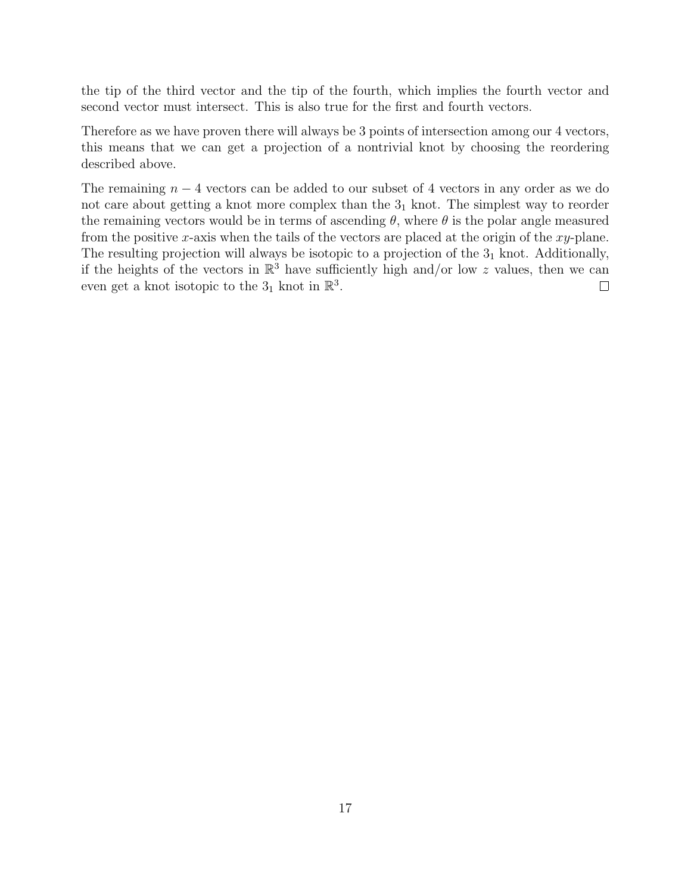the tip of the third vector and the tip of the fourth, which implies the fourth vector and second vector must intersect. This is also true for the first and fourth vectors.

Therefore as we have proven there will always be 3 points of intersection among our 4 vectors, this means that we can get a projection of a nontrivial knot by choosing the reordering described above.

The remaining $n - 4$ vectors can be added to our subset of 4 vectors in any order as we do not care about getting a knot more complex than the $3_1$ knot. The simplest way to reorder the remaining vectors would be in terms of ascending $\theta$, where $\theta$ is the polar angle measured from the positive $x$-axis when the tails of the vectors are placed at the origin of the $xy$-plane. The resulting projection will always be isotopic to a projection of the $3_1$ knot. Additionally, if the heights of the vectors in $\mathbb{R}^3$ have sufficiently high and/or low $z$ values, then we can even get a knot isotopic to the $3_1$ knot in $\mathbb{R}^3$. $\square$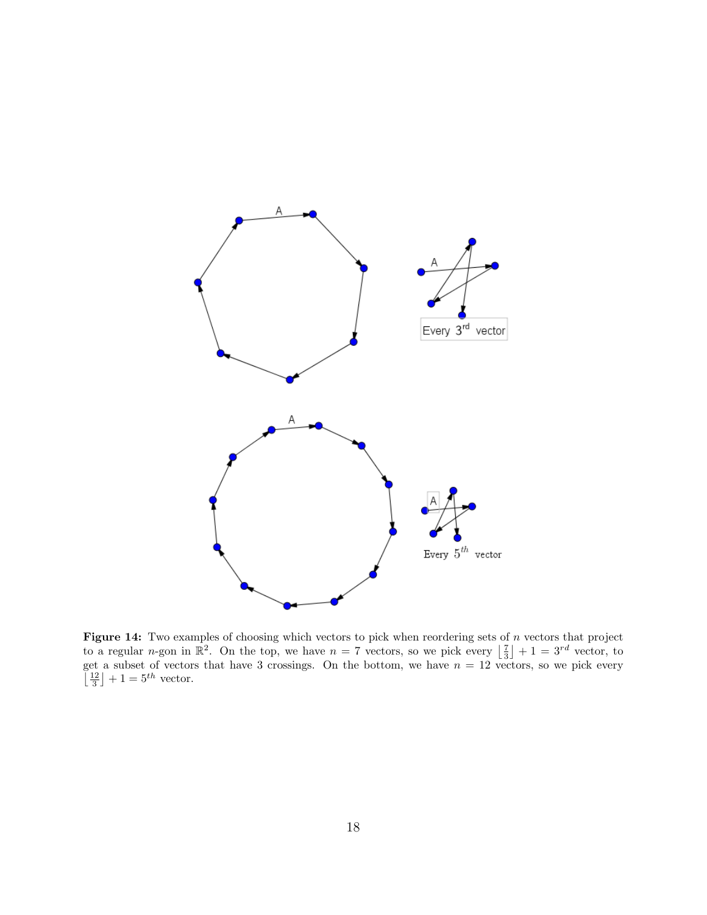**Figure 14:** Two examples of choosing which vectors to pick when reordering sets of $n$ vectors that project to a regular $n$-gon in $\mathbb{R}^2$. On the top, we have $n = 7$ vectors, so we pick every $\left\lfloor \frac{7}{3} \right\rfloor + 1 = 3^{rd}$ vector, to get a subset of vectors that have 3 crossings. On the bottom, we have $n = 12$ vectors, so we pick every $\left\lfloor \frac{12}{3} \right\rfloor + 1 = 5^{th}$ vector.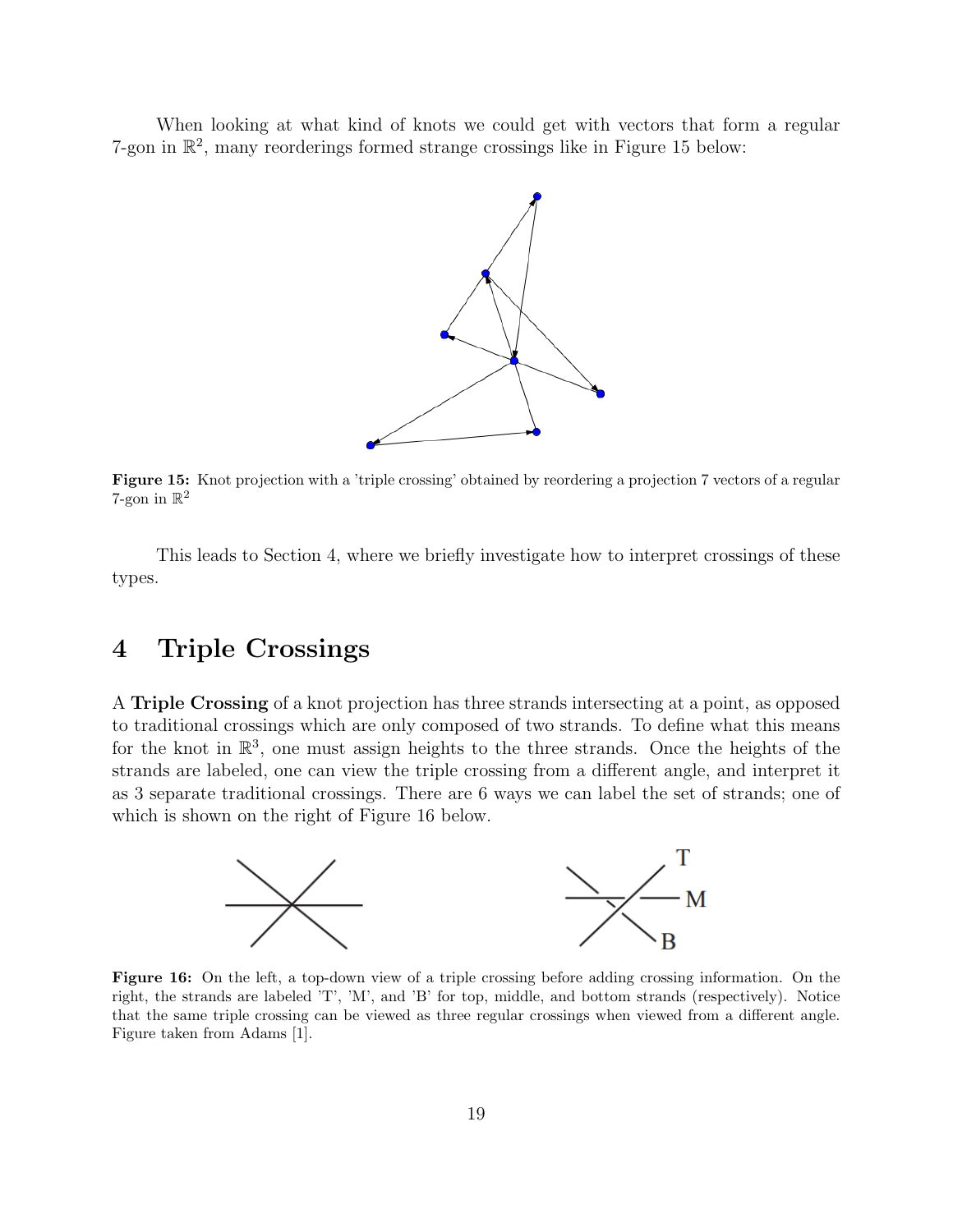When looking at what kind of knots we could get with vectors that form a regular 7-gon in $\mathbb{R}^2$, many reorderings formed strange crossings like in Figure 15 below:

**Figure 15:** Knot projection with a 'triple crossing' obtained by reordering a projection 7 vectors of a regular 7-gon in $\mathbb{R}^2$

This leads to Section 4, where we briefly investigate how to interpret crossings of these types.

# 4 Triple Crossings

A **Triple Crossing** of a knot projection has three strands intersecting at a point, as opposed to traditional crossings which are only composed of two strands. To define what this means for the knot in $\mathbb{R}^3$, one must assign heights to the three strands. Once the heights of the strands are labeled, one can view the triple crossing from a different angle, and interpret it as 3 separate traditional crossings. There are 6 ways we can label the set of strands; one of which is shown on the right of Figure 16 below.

**Figure 16:** On the left, a top-down view of a triple crossing before adding crossing information. On the right, the strands are labeled 'T', 'M', and 'B' for top, middle, and bottom strands (respectively). Notice that the same triple crossing can be viewed as three regular crossings when viewed from a different angle. Figure taken from Adams [1].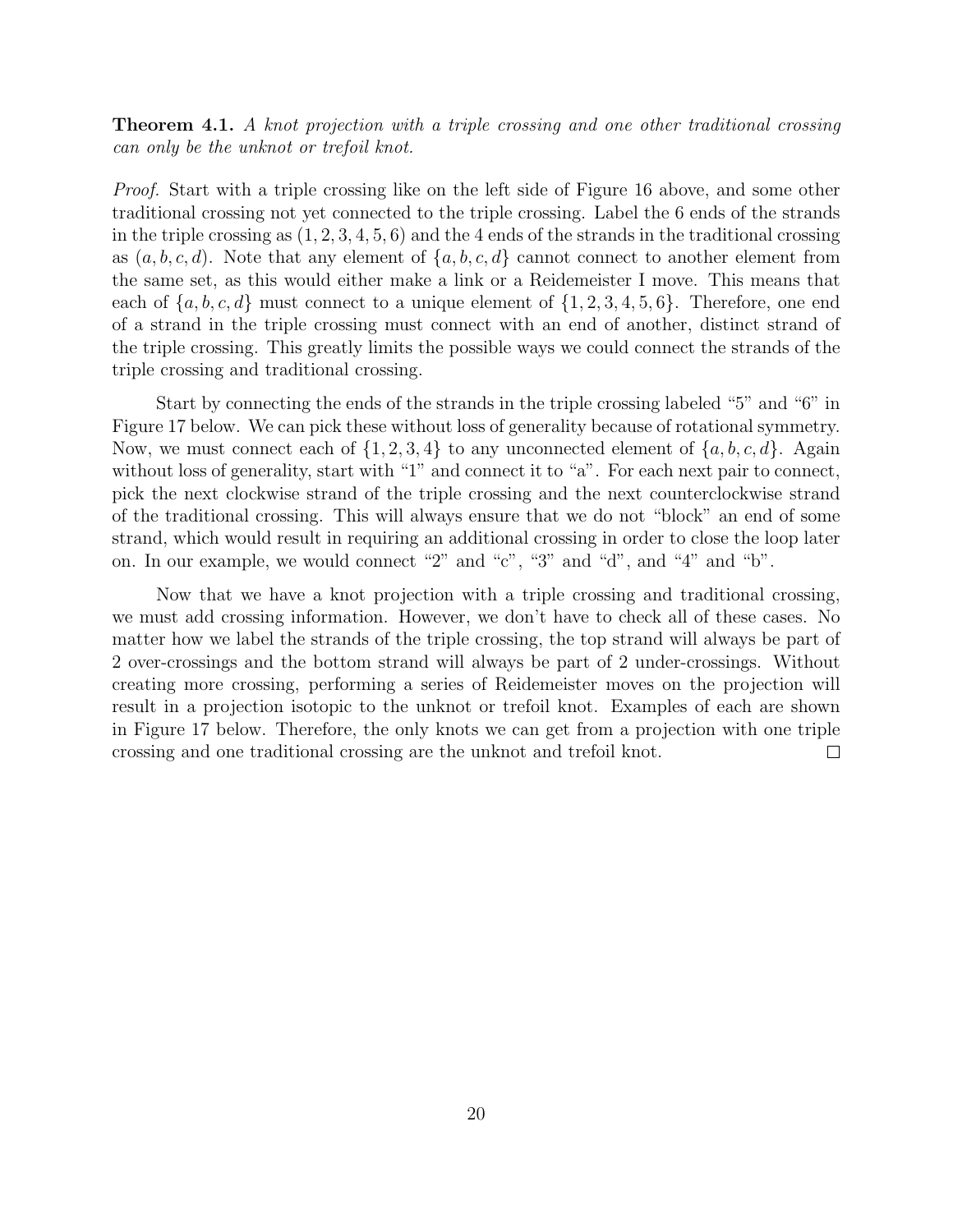**Theorem 4.1.** *A knot projection with a triple crossing and one other traditional crossing can only be the unknot or trefoil knot.*

*Proof.* Start with a triple crossing like on the left side of Figure 16 above, and some other traditional crossing not yet connected to the triple crossing. Label the 6 ends of the strands in the triple crossing as $(1, 2, 3, 4, 5, 6)$ and the 4 ends of the strands in the traditional crossing as $(a, b, c, d)$. Note that any element of $\{a, b, c, d\}$ cannot connect to another element from the same set, as this would either make a link or a Reidemeister I move. This means that each of $\{a, b, c, d\}$ must connect to a unique element of $\{1, 2, 3, 4, 5, 6\}$. Therefore, one end of a strand in the triple crossing must connect with an end of another, distinct strand of the triple crossing. This greatly limits the possible ways we could connect the strands of the triple crossing and traditional crossing.

Start by connecting the ends of the strands in the triple crossing labeled "5" and "6" in Figure 17 below. We can pick these without loss of generality because of rotational symmetry. Now, we must connect each of $\{1, 2, 3, 4\}$ to any unconnected element of $\{a, b, c, d\}$. Again without loss of generality, start with "1" and connect it to "a". For each next pair to connect, pick the next clockwise strand of the triple crossing and the next counterclockwise strand of the traditional crossing. This will always ensure that we do not "block" an end of some strand, which would result in requiring an additional crossing in order to close the loop later on. In our example, we would connect "2" and "c", "3" and "d", and "4" and "b".

Now that we have a knot projection with a triple crossing and traditional crossing, we must add crossing information. However, we don't have to check all of these cases. No matter how we label the strands of the triple crossing, the top strand will always be part of 2 over-crossings and the bottom strand will always be part of 2 under-crossings. Without creating more crossing, performing a series of Reidemeister moves on the projection will result in a projection isotopic to the unknot or trefoil knot. Examples of each are shown in Figure 17 below. Therefore, the only knots we can get from a projection with one triple crossing and one traditional crossing are the unknot and trefoil knot. □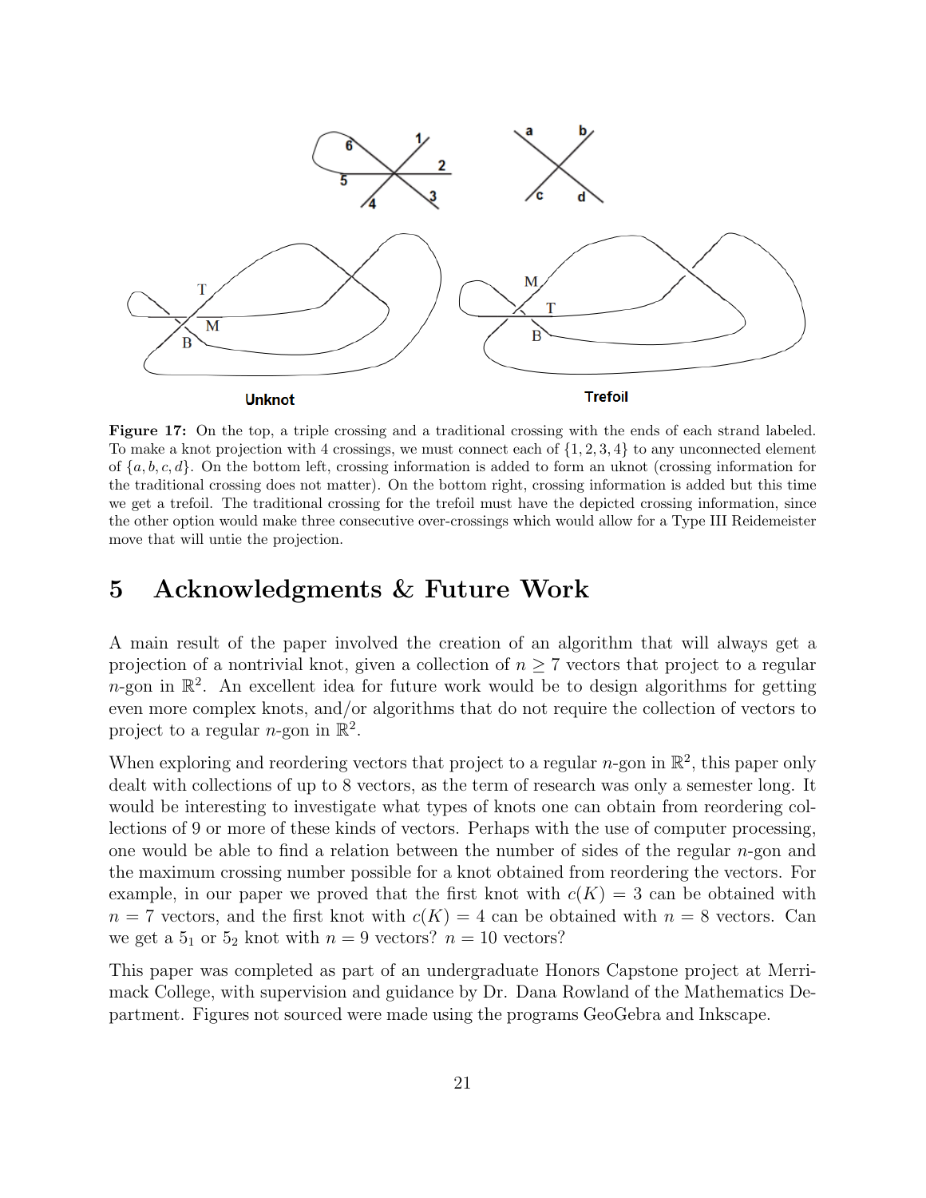**Figure 17:** On the top, a triple crossing and a traditional crossing with the ends of each strand labeled. To make a knot projection with 4 crossings, we must connect each of $\{1, 2, 3, 4\}$ to any unconnected element of $\{a, b, c, d\}$. On the bottom left, crossing information is added to form an uknot (crossing information for the traditional crossing does not matter). On the bottom right, crossing information is added but this time we get a trefoil. The traditional crossing for the trefoil must have the depicted crossing information, since the other option would make three consecutive over-crossings which would allow for a Type III Reidemeister move that will untie the projection.

## 5 Acknowledgments & Future Work

A main result of the paper involved the creation of an algorithm that will always get a projection of a nontrivial knot, given a collection of $n \geq 7$ vectors that project to a regular $n$-gon in $\mathbb{R}^2$. An excellent idea for future work would be to design algorithms for getting even more complex knots, and/or algorithms that do not require the collection of vectors to project to a regular $n$-gon in $\mathbb{R}^2$.

When exploring and reordering vectors that project to a regular $n$-gon in $\mathbb{R}^2$, this paper only dealt with collections of up to 8 vectors, as the term of research was only a semester long. It would be interesting to investigate what types of knots one can obtain from reordering collections of 9 or more of these kinds of vectors. Perhaps with the use of computer processing, one would be able to find a relation between the number of sides of the regular $n$-gon and the maximum crossing number possible for a knot obtained from reordering the vectors. For example, in our paper we proved that the first knot with $c(K) = 3$ can be obtained with $n = 7$ vectors, and the first knot with $c(K) = 4$ can be obtained with $n = 8$ vectors. Can we get a $5_1$ or $5_2$ knot with $n = 9$ vectors? $n = 10$ vectors?

This paper was completed as part of an undergraduate Honors Capstone project at Merrimack College, with supervision and guidance by Dr. Dana Rowland of the Mathematics Department. Figures not sourced were made using the programs GeoGebra and Inkscape.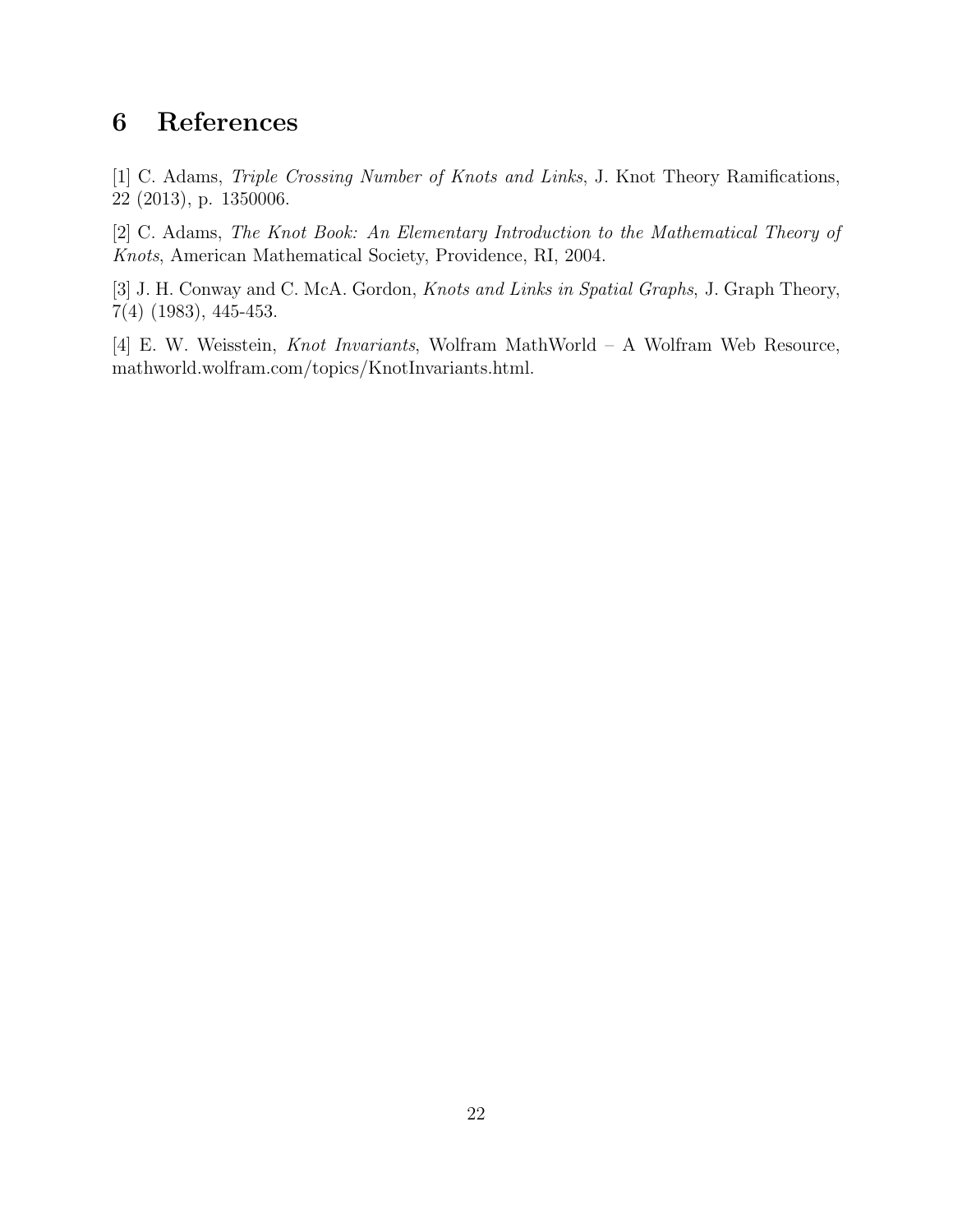# 6 References

[1] C. Adams, *Triple Crossing Number of Knots and Links*, J. Knot Theory Ramifications, 22 (2013), p. 1350006.

[2] C. Adams, *The Knot Book: An Elementary Introduction to the Mathematical Theory of Knots*, American Mathematical Society, Providence, RI, 2004.

[3] J. H. Conway and C. McA. Gordon, *Knots and Links in Spatial Graphs*, J. Graph Theory, 7(4) (1983), 445-453.

[4] E. W. Weisstein, *Knot Invariants*, Wolfram MathWorld – A Wolfram Web Resource, mathworld.wolfram.com/topics/KnotInvariants.html.